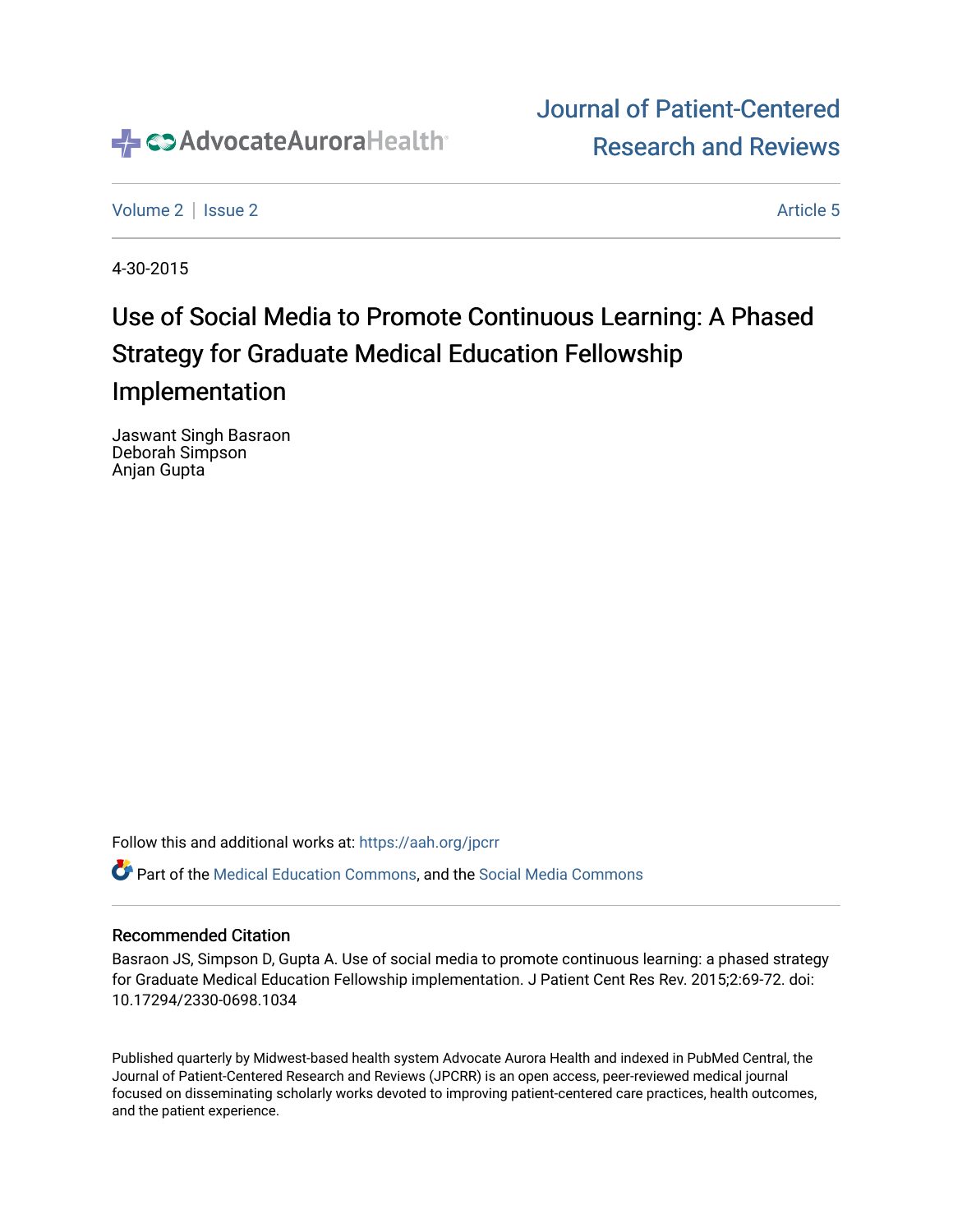Journal of Patient-Centered Research and Reviews

Volume 2 | Issue 2 — Article 5

4-30-2015

# Use of Social Media to Promote Continuous Learning: A Phased Strategy for Graduate Medical Education Fellowship Implementation

Jaswant Singh Basraon
Deborah Simpson
Anjan Gupta

Follow this and additional works at: https://aah.org/jpcrr

Part of the Medical Education Commons, and the Social Media Commons

### Recommended Citation

Basraon JS, Simpson D, Gupta A. Use of social media to promote continuous learning: a phased strategy for Graduate Medical Education Fellowship implementation. J Patient Cent Res Rev. 2015;2:69-72. doi: 10.17294/2330-0698.1034

Published quarterly by Midwest-based health system Advocate Aurora Health and indexed in PubMed Central, the Journal of Patient-Centered Research and Reviews (JPCRR) is an open access, peer-reviewed medical journal focused on disseminating scholarly works devoted to improving patient-centered care practices, health outcomes, and the patient experience.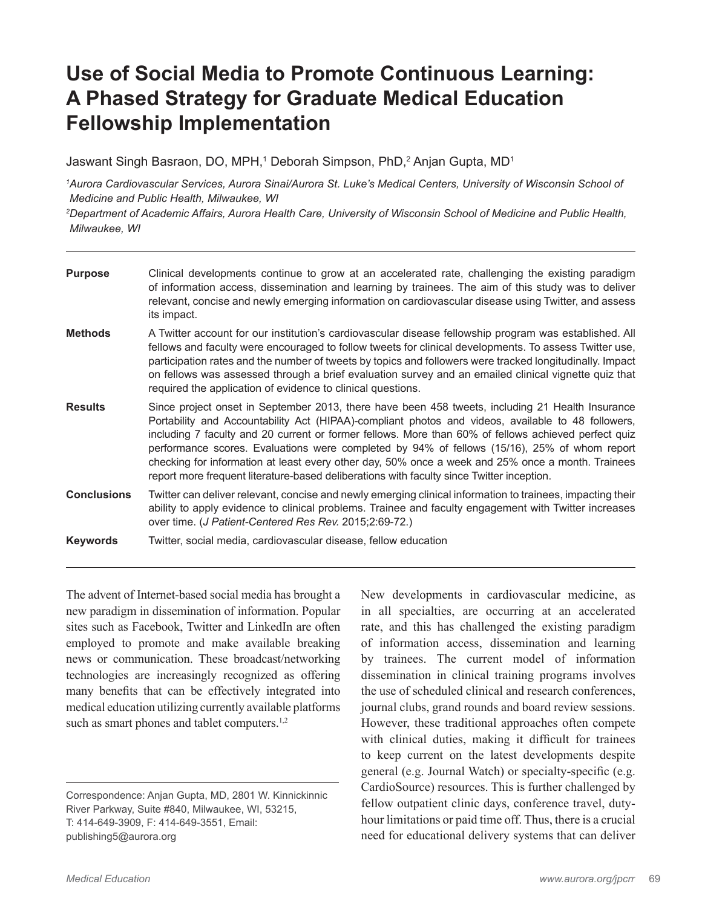# Use of Social Media to Promote Continuous Learning: A Phased Strategy for Graduate Medical Education Fellowship Implementation

Jaswant Singh Basraon, DO, MPH,[1] Deborah Simpson, PhD,[2] Anjan Gupta, MD[1]

*[1]Aurora Cardiovascular Services, Aurora Sinai/Aurora St. Luke's Medical Centers, University of Wisconsin School of Medicine and Public Health, Milwaukee, WI*

*[2]Department of Academic Affairs, Aurora Health Care, University of Wisconsin School of Medicine and Public Health, Milwaukee, WI*

---

**Purpose** Clinical developments continue to grow at an accelerated rate, challenging the existing paradigm of information access, dissemination and learning by trainees. The aim of this study was to deliver relevant, concise and newly emerging information on cardiovascular disease using Twitter, and assess its impact.

**Methods** A Twitter account for our institution's cardiovascular disease fellowship program was established. All fellows and faculty were encouraged to follow tweets for clinical developments. To assess Twitter use, participation rates and the number of tweets by topics and followers were tracked longitudinally. Impact on fellows was assessed through a brief evaluation survey and an emailed clinical vignette quiz that required the application of evidence to clinical questions.

**Results** Since project onset in September 2013, there have been 458 tweets, including 21 Health Insurance Portability and Accountability Act (HIPAA)-compliant photos and videos, available to 48 followers, including 7 faculty and 20 current or former fellows. More than 60% of fellows achieved perfect quiz performance scores. Evaluations were completed by 94% of fellows (15/16), 25% of whom report checking for information at least every other day, 50% once a week and 25% once a month. Trainees report more frequent literature-based deliberations with faculty since Twitter inception.

**Conclusions** Twitter can deliver relevant, concise and newly emerging clinical information to trainees, impacting their ability to apply evidence to clinical problems. Trainee and faculty engagement with Twitter increases over time. (*J Patient-Centered Res Rev.* 2015;2:69-72.)

**Keywords** Twitter, social media, cardiovascular disease, fellow education

---

The advent of Internet-based social media has brought a new paradigm in dissemination of information. Popular sites such as Facebook, Twitter and LinkedIn are often employed to promote and make available breaking news or communication. These broadcast/networking technologies are increasingly recognized as offering many benefits that can be effectively integrated into medical education utilizing currently available platforms such as smart phones and tablet computers.[1,2]

New developments in cardiovascular medicine, as in all specialties, are occurring at an accelerated rate, and this has challenged the existing paradigm of information access, dissemination and learning by trainees. The current model of information dissemination in clinical training programs involves the use of scheduled clinical and research conferences, journal clubs, grand rounds and board review sessions. However, these traditional approaches often compete with clinical duties, making it difficult for trainees to keep current on the latest developments despite general (e.g. Journal Watch) or specialty-specific (e.g. CardioSource) resources. This is further challenged by fellow outpatient clinic days, conference travel, duty-hour limitations or paid time off. Thus, there is a crucial need for educational delivery systems that can deliver

---

Correspondence: Anjan Gupta, MD, 2801 W. Kinnickinnic River Parkway, Suite #840, Milwaukee, WI, 53215, T: 414-649-3909, F: 414-649-3551, Email: publishing5@aurora.org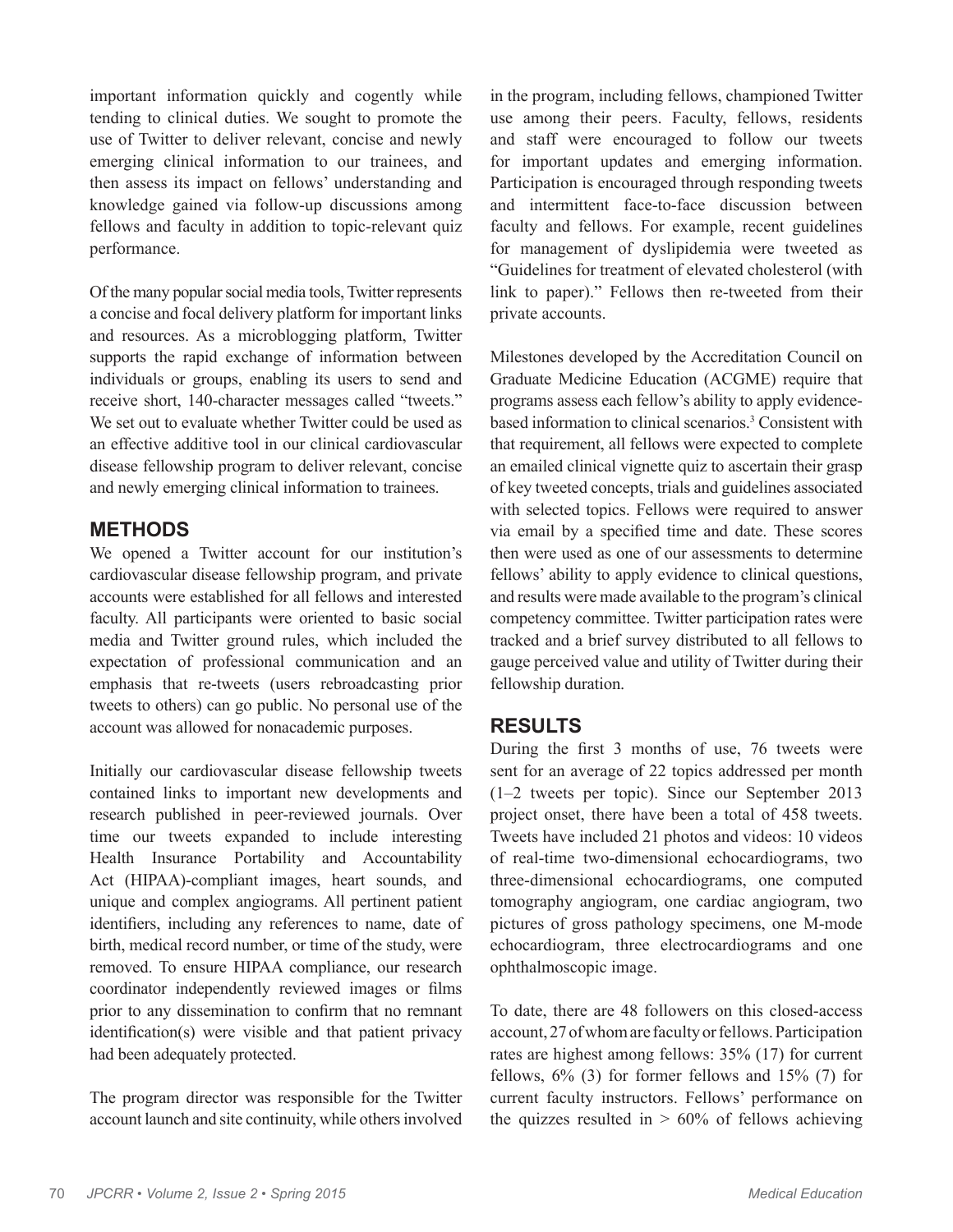important information quickly and cogently while tending to clinical duties. We sought to promote the use of Twitter to deliver relevant, concise and newly emerging clinical information to our trainees, and then assess its impact on fellows' understanding and knowledge gained via follow-up discussions among fellows and faculty in addition to topic-relevant quiz performance.

Of the many popular social media tools, Twitter represents a concise and focal delivery platform for important links and resources. As a microblogging platform, Twitter supports the rapid exchange of information between individuals or groups, enabling its users to send and receive short, 140-character messages called "tweets." We set out to evaluate whether Twitter could be used as an effective additive tool in our clinical cardiovascular disease fellowship program to deliver relevant, concise and newly emerging clinical information to trainees.

## METHODS

We opened a Twitter account for our institution's cardiovascular disease fellowship program, and private accounts were established for all fellows and interested faculty. All participants were oriented to basic social media and Twitter ground rules, which included the expectation of professional communication and an emphasis that re-tweets (users rebroadcasting prior tweets to others) can go public. No personal use of the account was allowed for nonacademic purposes.

Initially our cardiovascular disease fellowship tweets contained links to important new developments and research published in peer-reviewed journals. Over time our tweets expanded to include interesting Health Insurance Portability and Accountability Act (HIPAA)-compliant images, heart sounds, and unique and complex angiograms. All pertinent patient identifiers, including any references to name, date of birth, medical record number, or time of the study, were removed. To ensure HIPAA compliance, our research coordinator independently reviewed images or films prior to any dissemination to confirm that no remnant identification(s) were visible and that patient privacy had been adequately protected.

The program director was responsible for the Twitter account launch and site continuity, while others involved in the program, including fellows, championed Twitter use among their peers. Faculty, fellows, residents and staff were encouraged to follow our tweets for important updates and emerging information. Participation is encouraged through responding tweets and intermittent face-to-face discussion between faculty and fellows. For example, recent guidelines for management of dyslipidemia were tweeted as "Guidelines for treatment of elevated cholesterol (with link to paper)." Fellows then re-tweeted from their private accounts.

Milestones developed by the Accreditation Council on Graduate Medicine Education (ACGME) require that programs assess each fellow's ability to apply evidence-based information to clinical scenarios.[3] Consistent with that requirement, all fellows were expected to complete an emailed clinical vignette quiz to ascertain their grasp of key tweeted concepts, trials and guidelines associated with selected topics. Fellows were required to answer via email by a specified time and date. These scores then were used as one of our assessments to determine fellows' ability to apply evidence to clinical questions, and results were made available to the program's clinical competency committee. Twitter participation rates were tracked and a brief survey distributed to all fellows to gauge perceived value and utility of Twitter during their fellowship duration.

## RESULTS

During the first 3 months of use, 76 tweets were sent for an average of 22 topics addressed per month (1–2 tweets per topic). Since our September 2013 project onset, there have been a total of 458 tweets. Tweets have included 21 photos and videos: 10 videos of real-time two-dimensional echocardiograms, two three-dimensional echocardiograms, one computed tomography angiogram, one cardiac angiogram, two pictures of gross pathology specimens, one M-mode echocardiogram, three electrocardiograms and one ophthalmoscopic image.

To date, there are 48 followers on this closed-access account, 27 of whom are faculty or fellows. Participation rates are highest among fellows: 35% (17) for current fellows, 6% (3) for former fellows and 15% (7) for current faculty instructors. Fellows' performance on the quizzes resulted in > 60% of fellows achieving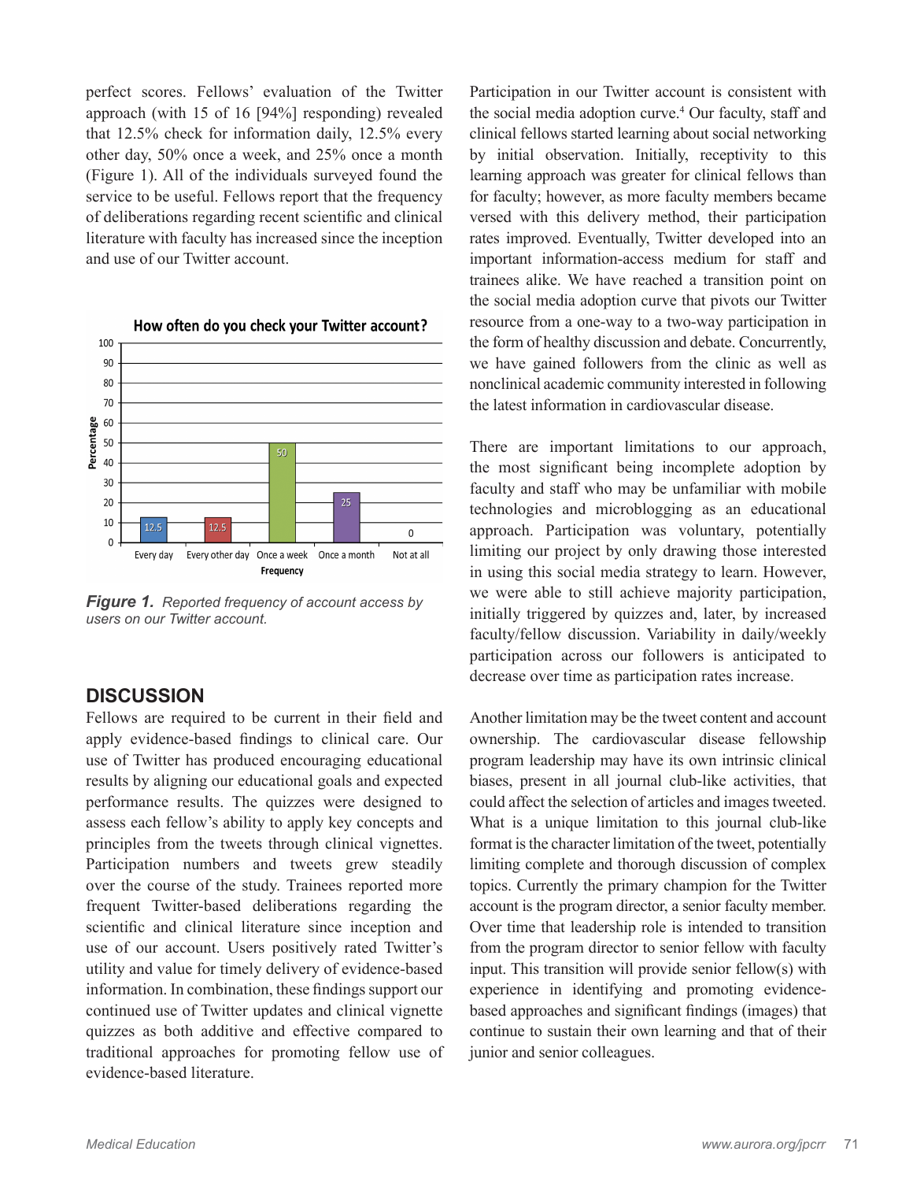perfect scores. Fellows' evaluation of the Twitter approach (with 15 of 16 [94%] responding) revealed that 12.5% check for information daily, 12.5% every other day, 50% once a week, and 25% once a month (Figure 1). All of the individuals surveyed found the service to be useful. Fellows report that the frequency of deliberations regarding recent scientific and clinical literature with faculty has increased since the inception and use of our Twitter account.

***Figure 1.*** *Reported frequency of account access by users on our Twitter account.*

## DISCUSSION

Fellows are required to be current in their field and apply evidence-based findings to clinical care. Our use of Twitter has produced encouraging educational results by aligning our educational goals and expected performance results. The quizzes were designed to assess each fellow's ability to apply key concepts and principles from the tweets through clinical vignettes. Participation numbers and tweets grew steadily over the course of the study. Trainees reported more frequent Twitter-based deliberations regarding the scientific and clinical literature since inception and use of our account. Users positively rated Twitter's utility and value for timely delivery of evidence-based information. In combination, these findings support our continued use of Twitter updates and clinical vignette quizzes as both additive and effective compared to traditional approaches for promoting fellow use of evidence-based literature.

Participation in our Twitter account is consistent with the social media adoption curve.[4] Our faculty, staff and clinical fellows started learning about social networking by initial observation. Initially, receptivity to this learning approach was greater for clinical fellows than for faculty; however, as more faculty members became versed with this delivery method, their participation rates improved. Eventually, Twitter developed into an important information-access medium for staff and trainees alike. We have reached a transition point on the social media adoption curve that pivots our Twitter resource from a one-way to a two-way participation in the form of healthy discussion and debate. Concurrently, we have gained followers from the clinic as well as nonclinical academic community interested in following the latest information in cardiovascular disease.

There are important limitations to our approach, the most significant being incomplete adoption by faculty and staff who may be unfamiliar with mobile technologies and microblogging as an educational approach. Participation was voluntary, potentially limiting our project by only drawing those interested in using this social media strategy to learn. However, we were able to still achieve majority participation, initially triggered by quizzes and, later, by increased faculty/fellow discussion. Variability in daily/weekly participation across our followers is anticipated to decrease over time as participation rates increase.

Another limitation may be the tweet content and account ownership. The cardiovascular disease fellowship program leadership may have its own intrinsic clinical biases, present in all journal club-like activities, that could affect the selection of articles and images tweeted. What is a unique limitation to this journal club-like format is the character limitation of the tweet, potentially limiting complete and thorough discussion of complex topics. Currently the primary champion for the Twitter account is the program director, a senior faculty member. Over time that leadership role is intended to transition from the program director to senior fellow with faculty input. This transition will provide senior fellow(s) with experience in identifying and promoting evidence-based approaches and significant findings (images) that continue to sustain their own learning and that of their junior and senior colleagues.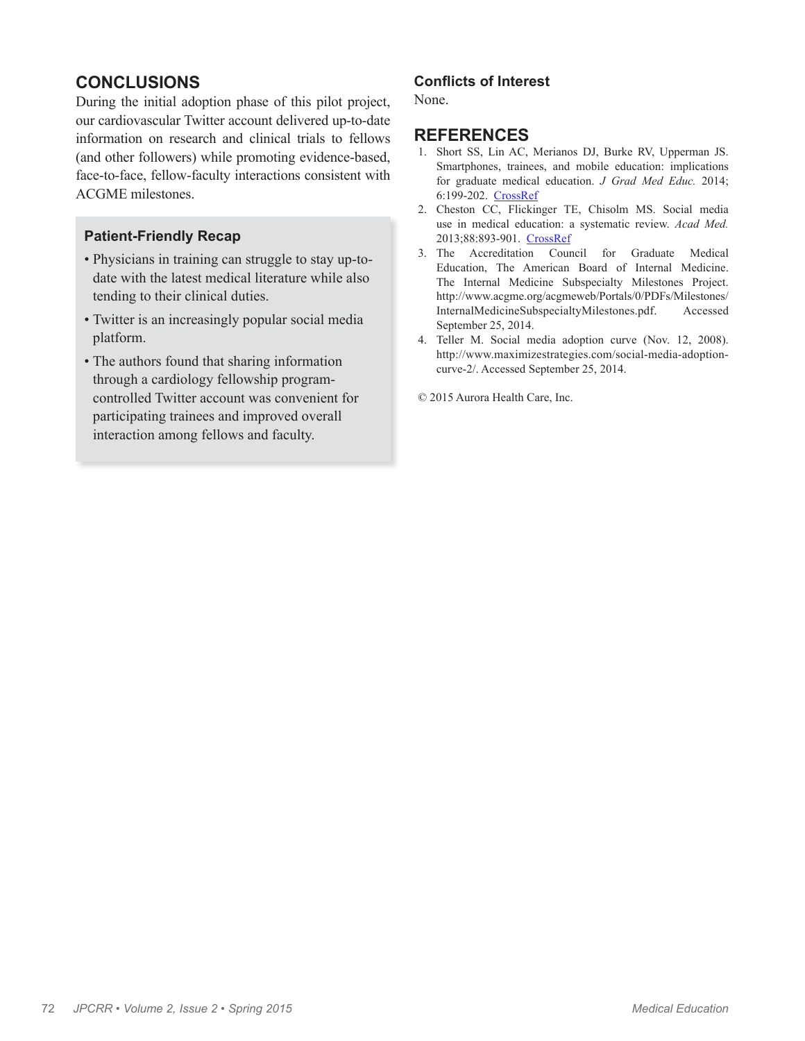## CONCLUSIONS

During the initial adoption phase of this pilot project, our cardiovascular Twitter account delivered up-to-date information on research and clinical trials to fellows (and other followers) while promoting evidence-based, face-to-face, fellow-faculty interactions consistent with ACGME milestones.

### Patient-Friendly Recap

- Physicians in training can struggle to stay up-to-date with the latest medical literature while also tending to their clinical duties.
- Twitter is an increasingly popular social media platform.
- The authors found that sharing information through a cardiology fellowship program-controlled Twitter account was convenient for participating trainees and improved overall interaction among fellows and faculty.

### Conflicts of Interest

None.

## REFERENCES

1. Short SS, Lin AC, Merianos DJ, Burke RV, Upperman JS. Smartphones, trainees, and mobile education: implications for graduate medical education. *J Grad Med Educ.* 2014; 6:199-202. CrossRef
2. Cheston CC, Flickinger TE, Chisolm MS. Social media use in medical education: a systematic review. *Acad Med.* 2013;88:893-901. CrossRef
3. The Accreditation Council for Graduate Medical Education, The American Board of Internal Medicine. The Internal Medicine Subspecialty Milestones Project. http://www.acgme.org/acgmeweb/Portals/0/PDFs/Milestones/InternalMedicineSubspecialtyMilestones.pdf. Accessed September 25, 2014.
4. Teller M. Social media adoption curve (Nov. 12, 2008). http://www.maximizestrategies.com/social-media-adoption-curve-2/. Accessed September 25, 2014.

© 2015 Aurora Health Care, Inc.